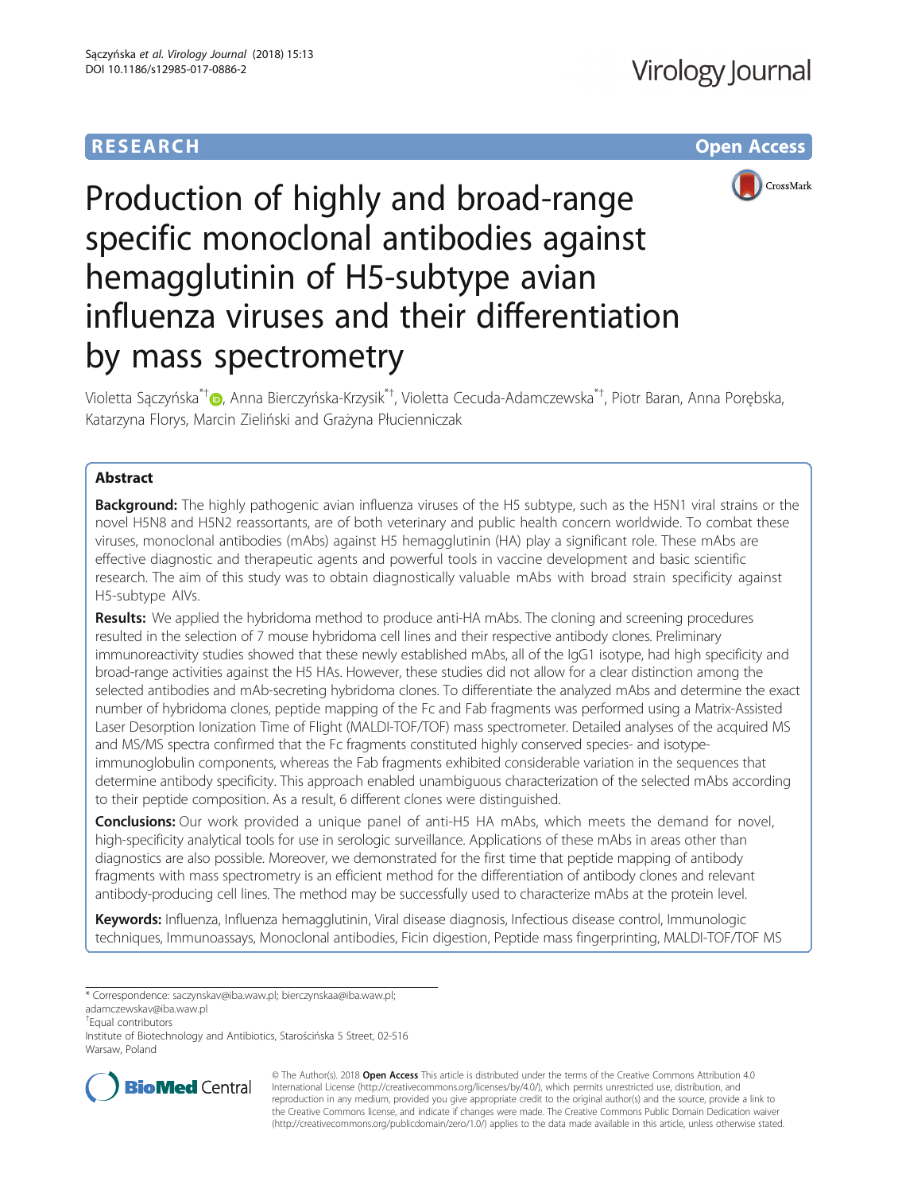**RESEARCH** **Open Access**

# Production of highly and broad-range specific monoclonal antibodies against hemagglutinin of H5-subtype avian influenza viruses and their differentiation by mass spectrometry

Violetta Sączyńska[*†], Anna Bierczyńska-Krzysik[*†], Violetta Cecuda-Adamczewska[*†], Piotr Baran, Anna Porębska, Katarzyna Florys, Marcin Zieliński and Grażyna Płucienniczak

## Abstract

**Background:** The highly pathogenic avian influenza viruses of the H5 subtype, such as the H5N1 viral strains or the novel H5N8 and H5N2 reassortants, are of both veterinary and public health concern worldwide. To combat these viruses, monoclonal antibodies (mAbs) against H5 hemagglutinin (HA) play a significant role. These mAbs are effective diagnostic and therapeutic agents and powerful tools in vaccine development and basic scientific research. The aim of this study was to obtain diagnostically valuable mAbs with broad strain specificity against H5-subtype AIVs.

**Results:** We applied the hybridoma method to produce anti-HA mAbs. The cloning and screening procedures resulted in the selection of 7 mouse hybridoma cell lines and their respective antibody clones. Preliminary immunoreactivity studies showed that these newly established mAbs, all of the IgG1 isotype, had high specificity and broad-range activities against the H5 HAs. However, these studies did not allow for a clear distinction among the selected antibodies and mAb-secreting hybridoma clones. To differentiate the analyzed mAbs and determine the exact number of hybridoma clones, peptide mapping of the Fc and Fab fragments was performed using a Matrix-Assisted Laser Desorption Ionization Time of Flight (MALDI-TOF/TOF) mass spectrometer. Detailed analyses of the acquired MS and MS/MS spectra confirmed that the Fc fragments constituted highly conserved species- and isotype-immunoglobulin components, whereas the Fab fragments exhibited considerable variation in the sequences that determine antibody specificity. This approach enabled unambiguous characterization of the selected mAbs according to their peptide composition. As a result, 6 different clones were distinguished.

**Conclusions:** Our work provided a unique panel of anti-H5 HA mAbs, which meets the demand for novel, high-specificity analytical tools for use in serologic surveillance. Applications of these mAbs in areas other than diagnostics are also possible. Moreover, we demonstrated for the first time that peptide mapping of antibody fragments with mass spectrometry is an efficient method for the differentiation of antibody clones and relevant antibody-producing cell lines. The method may be successfully used to characterize mAbs at the protein level.

**Keywords:** Influenza, Influenza hemagglutinin, Viral disease diagnosis, Infectious disease control, Immunologic techniques, Immunoassays, Monoclonal antibodies, Ficin digestion, Peptide mass fingerprinting, MALDI-TOF/TOF MS

---

* Correspondence: saczynskav@iba.waw.pl; bierczynskaa@iba.waw.pl; adamczewskav@iba.waw.pl

†Equal contributors

Institute of Biotechnology and Antibiotics, Starościńska 5 Street, 02-516 Warsaw, Poland

© The Author(s). 2018 **Open Access** This article is distributed under the terms of the Creative Commons Attribution 4.0 International License (http://creativecommons.org/licenses/by/4.0/), which permits unrestricted use, distribution, and reproduction in any medium, provided you give appropriate credit to the original author(s) and the source, provide a link to the Creative Commons license, and indicate if changes were made. The Creative Commons Public Domain Dedication waiver (http://creativecommons.org/publicdomain/zero/1.0/) applies to the data made available in this article, unless otherwise stated.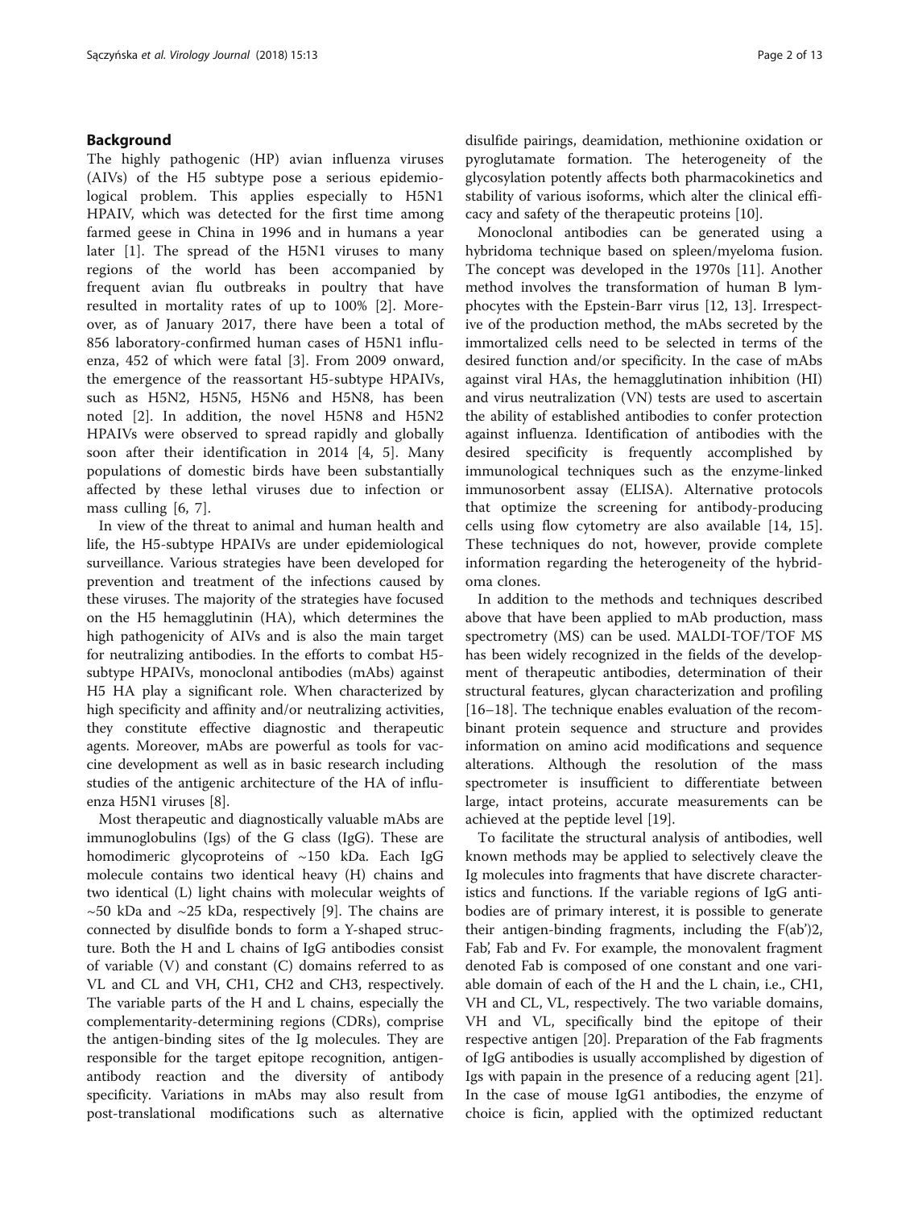## Background

The highly pathogenic (HP) avian influenza viruses (AIVs) of the H5 subtype pose a serious epidemiological problem. This applies especially to H5N1 HPAIV, which was detected for the first time among farmed geese in China in 1996 and in humans a year later [1]. The spread of the H5N1 viruses to many regions of the world has been accompanied by frequent avian flu outbreaks in poultry that have resulted in mortality rates of up to 100% [2]. Moreover, as of January 2017, there have been a total of 856 laboratory-confirmed human cases of H5N1 influenza, 452 of which were fatal [3]. From 2009 onward, the emergence of the reassortant H5-subtype HPAIVs, such as H5N2, H5N5, H5N6 and H5N8, has been noted [2]. In addition, the novel H5N8 and H5N2 HPAIVs were observed to spread rapidly and globally soon after their identification in 2014 [4, 5]. Many populations of domestic birds have been substantially affected by these lethal viruses due to infection or mass culling [6, 7].

In view of the threat to animal and human health and life, the H5-subtype HPAIVs are under epidemiological surveillance. Various strategies have been developed for prevention and treatment of the infections caused by these viruses. The majority of the strategies have focused on the H5 hemagglutinin (HA), which determines the high pathogenicity of AIVs and is also the main target for neutralizing antibodies. In the efforts to combat H5-subtype HPAIVs, monoclonal antibodies (mAbs) against H5 HA play a significant role. When characterized by high specificity and affinity and/or neutralizing activities, they constitute effective diagnostic and therapeutic agents. Moreover, mAbs are powerful as tools for vaccine development as well as in basic research including studies of the antigenic architecture of the HA of influenza H5N1 viruses [8].

Most therapeutic and diagnostically valuable mAbs are immunoglobulins (Igs) of the G class (IgG). These are homodimeric glycoproteins of ~150 kDa. Each IgG molecule contains two identical heavy (H) chains and two identical (L) light chains with molecular weights of ~50 kDa and ~25 kDa, respectively [9]. The chains are connected by disulfide bonds to form a Y-shaped structure. Both the H and L chains of IgG antibodies consist of variable (V) and constant (C) domains referred to as VL and CL and VH, CH1, CH2 and CH3, respectively. The variable parts of the H and L chains, especially the complementarity-determining regions (CDRs), comprise the antigen-binding sites of the Ig molecules. They are responsible for the target epitope recognition, antigen-antibody reaction and the diversity of antibody specificity. Variations in mAbs may also result from post-translational modifications such as alternative disulfide pairings, deamidation, methionine oxidation or pyroglutamate formation. The heterogeneity of the glycosylation potently affects both pharmacokinetics and stability of various isoforms, which alter the clinical efficacy and safety of the therapeutic proteins [10].

Monoclonal antibodies can be generated using a hybridoma technique based on spleen/myeloma fusion. The concept was developed in the 1970s [11]. Another method involves the transformation of human B lymphocytes with the Epstein-Barr virus [12, 13]. Irrespective of the production method, the mAbs secreted by the immortalized cells need to be selected in terms of the desired function and/or specificity. In the case of mAbs against viral HAs, the hemagglutination inhibition (HI) and virus neutralization (VN) tests are used to ascertain the ability of established antibodies to confer protection against influenza. Identification of antibodies with the desired specificity is frequently accomplished by immunological techniques such as the enzyme-linked immunosorbent assay (ELISA). Alternative protocols that optimize the screening for antibody-producing cells using flow cytometry are also available [14, 15]. These techniques do not, however, provide complete information regarding the heterogeneity of the hybridoma clones.

In addition to the methods and techniques described above that have been applied to mAb production, mass spectrometry (MS) can be used. MALDI-TOF/TOF MS has been widely recognized in the fields of the development of therapeutic antibodies, determination of their structural features, glycan characterization and profiling [16–18]. The technique enables evaluation of the recombinant protein sequence and structure and provides information on amino acid modifications and sequence alterations. Although the resolution of the mass spectrometer is insufficient to differentiate between large, intact proteins, accurate measurements can be achieved at the peptide level [19].

To facilitate the structural analysis of antibodies, well known methods may be applied to selectively cleave the Ig molecules into fragments that have discrete characteristics and functions. If the variable regions of IgG antibodies are of primary interest, it is possible to generate their antigen-binding fragments, including the F(ab')2, Fab', Fab and Fv. For example, the monovalent fragment denoted Fab is composed of one constant and one variable domain of each of the H and the L chain, i.e., CH1, VH and CL, VL, respectively. The two variable domains, VH and VL, specifically bind the epitope of their respective antigen [20]. Preparation of the Fab fragments of IgG antibodies is usually accomplished by digestion of Igs with papain in the presence of a reducing agent [21]. In the case of mouse IgG1 antibodies, the enzyme of choice is ficin, applied with the optimized reductant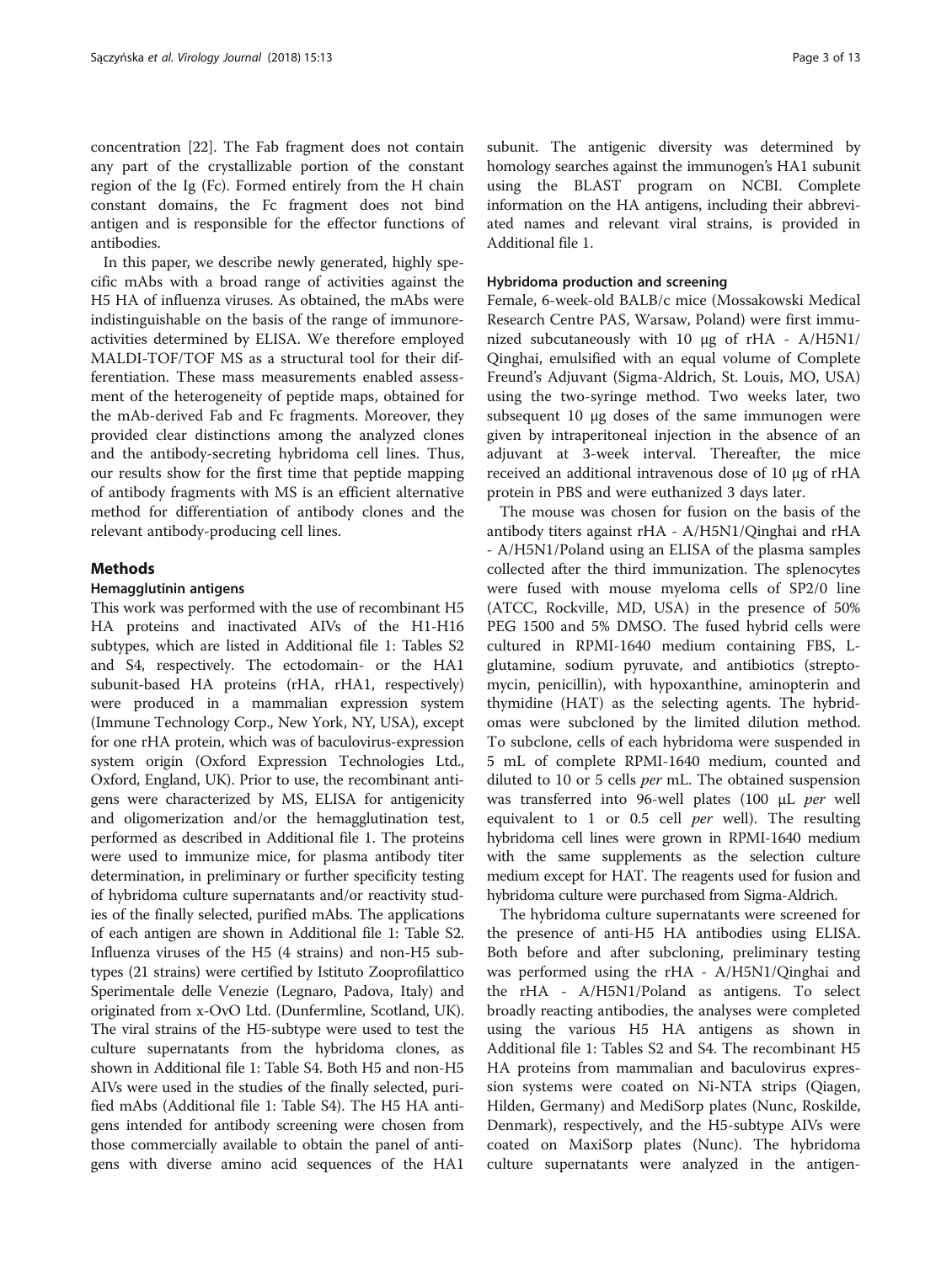concentration [22]. The Fab fragment does not contain any part of the crystallizable portion of the constant region of the Ig (Fc). Formed entirely from the H chain constant domains, the Fc fragment does not bind antigen and is responsible for the effector functions of antibodies.

In this paper, we describe newly generated, highly specific mAbs with a broad range of activities against the H5 HA of influenza viruses. As obtained, the mAbs were indistinguishable on the basis of the range of immunoreactivities determined by ELISA. We therefore employed MALDI-TOF/TOF MS as a structural tool for their differentiation. These mass measurements enabled assessment of the heterogeneity of peptide maps, obtained for the mAb-derived Fab and Fc fragments. Moreover, they provided clear distinctions among the analyzed clones and the antibody-secreting hybridoma cell lines. Thus, our results show for the first time that peptide mapping of antibody fragments with MS is an efficient alternative method for differentiation of antibody clones and the relevant antibody-producing cell lines.

## Methods

### Hemagglutinin antigens

This work was performed with the use of recombinant H5 HA proteins and inactivated AIVs of the H1-H16 subtypes, which are listed in Additional file 1: Tables S2 and S4, respectively. The ectodomain- or the HA1 subunit-based HA proteins (rHA, rHA1, respectively) were produced in a mammalian expression system (Immune Technology Corp., New York, NY, USA), except for one rHA protein, which was of baculovirus-expression system origin (Oxford Expression Technologies Ltd., Oxford, England, UK). Prior to use, the recombinant antigens were characterized by MS, ELISA for antigenicity and oligomerization and/or the hemagglutination test, performed as described in Additional file 1. The proteins were used to immunize mice, for plasma antibody titer determination, in preliminary or further specificity testing of hybridoma culture supernatants and/or reactivity studies of the finally selected, purified mAbs. The applications of each antigen are shown in Additional file 1: Table S2. Influenza viruses of the H5 (4 strains) and non-H5 subtypes (21 strains) were certified by Istituto Zooprofilattico Sperimentale delle Venezie (Legnaro, Padova, Italy) and originated from x-OvO Ltd. (Dunfermline, Scotland, UK). The viral strains of the H5-subtype were used to test the culture supernatants from the hybridoma clones, as shown in Additional file 1: Table S4. Both H5 and non-H5 AIVs were used in the studies of the finally selected, purified mAbs (Additional file 1: Table S4). The H5 HA antigens intended for antibody screening were chosen from those commercially available to obtain the panel of antigens with diverse amino acid sequences of the HA1 subunit. The antigenic diversity was determined by homology searches against the immunogen's HA1 subunit using the BLAST program on NCBI. Complete information on the HA antigens, including their abbreviated names and relevant viral strains, is provided in Additional file 1.

### Hybridoma production and screening

Female, 6-week-old BALB/c mice (Mossakowski Medical Research Centre PAS, Warsaw, Poland) were first immunized subcutaneously with 10 μg of rHA - A/H5N1/Qinghai, emulsified with an equal volume of Complete Freund's Adjuvant (Sigma-Aldrich, St. Louis, MO, USA) using the two-syringe method. Two weeks later, two subsequent 10 μg doses of the same immunogen were given by intraperitoneal injection in the absence of an adjuvant at 3-week interval. Thereafter, the mice received an additional intravenous dose of 10 μg of rHA protein in PBS and were euthanized 3 days later.

The mouse was chosen for fusion on the basis of the antibody titers against rHA - A/H5N1/Qinghai and rHA - A/H5N1/Poland using an ELISA of the plasma samples collected after the third immunization. The splenocytes were fused with mouse myeloma cells of SP2/0 line (ATCC, Rockville, MD, USA) in the presence of 50% PEG 1500 and 5% DMSO. The fused hybrid cells were cultured in RPMI-1640 medium containing FBS, L-glutamine, sodium pyruvate, and antibiotics (streptomycin, penicillin), with hypoxanthine, aminopterin and thymidine (HAT) as the selecting agents. The hybridomas were subcloned by the limited dilution method. To subclone, cells of each hybridoma were suspended in 5 mL of complete RPMI-1640 medium, counted and diluted to 10 or 5 cells *per* mL. The obtained suspension was transferred into 96-well plates (100 μL *per* well equivalent to 1 or 0.5 cell *per* well). The resulting hybridoma cell lines were grown in RPMI-1640 medium with the same supplements as the selection culture medium except for HAT. The reagents used for fusion and hybridoma culture were purchased from Sigma-Aldrich.

The hybridoma culture supernatants were screened for the presence of anti-H5 HA antibodies using ELISA. Both before and after subcloning, preliminary testing was performed using the rHA - A/H5N1/Qinghai and the rHA - A/H5N1/Poland as antigens. To select broadly reacting antibodies, the analyses were completed using the various H5 HA antigens as shown in Additional file 1: Tables S2 and S4. The recombinant H5 HA proteins from mammalian and baculovirus expression systems were coated on Ni-NTA strips (Qiagen, Hilden, Germany) and MediSorp plates (Nunc, Roskilde, Denmark), respectively, and the H5-subtype AIVs were coated on MaxiSorp plates (Nunc). The hybridoma culture supernatants were analyzed in the antigen-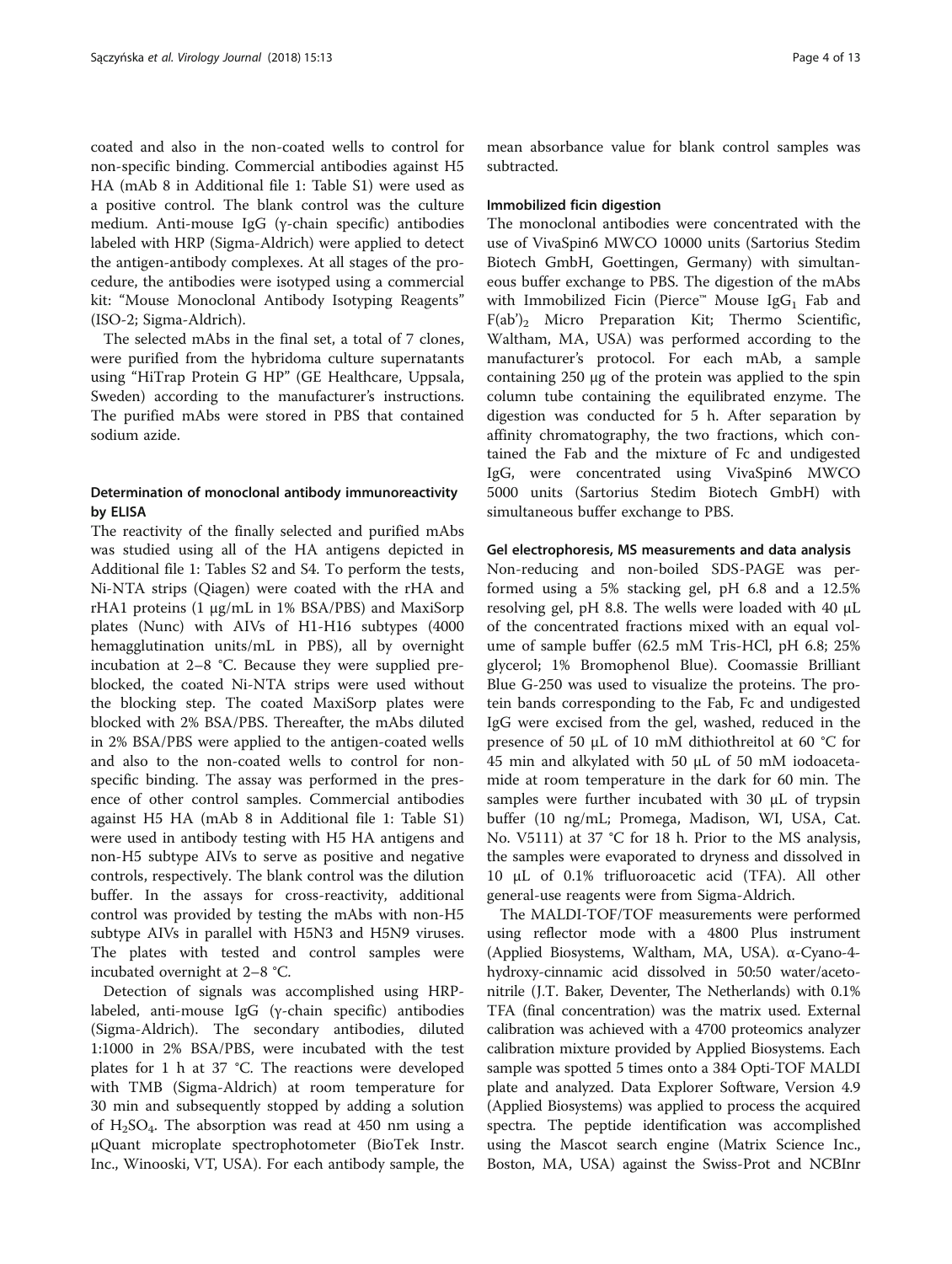coated and also in the non-coated wells to control for non-specific binding. Commercial antibodies against H5 HA (mAb 8 in Additional file 1: Table S1) were used as a positive control. The blank control was the culture medium. Anti-mouse IgG (γ-chain specific) antibodies labeled with HRP (Sigma-Aldrich) were applied to detect the antigen-antibody complexes. At all stages of the procedure, the antibodies were isotyped using a commercial kit: "Mouse Monoclonal Antibody Isotyping Reagents" (ISO-2; Sigma-Aldrich).

The selected mAbs in the final set, a total of 7 clones, were purified from the hybridoma culture supernatants using "HiTrap Protein G HP" (GE Healthcare, Uppsala, Sweden) according to the manufacturer's instructions. The purified mAbs were stored in PBS that contained sodium azide.

### Determination of monoclonal antibody immunoreactivity by ELISA

The reactivity of the finally selected and purified mAbs was studied using all of the HA antigens depicted in Additional file 1: Tables S2 and S4. To perform the tests, Ni-NTA strips (Qiagen) were coated with the rHA and rHA1 proteins (1 μg/mL in 1% BSA/PBS) and MaxiSorp plates (Nunc) with AIVs of H1-H16 subtypes (4000 hemagglutination units/mL in PBS), all by overnight incubation at 2–8 °C. Because they were supplied preblocked, the coated Ni-NTA strips were used without the blocking step. The coated MaxiSorp plates were blocked with 2% BSA/PBS. Thereafter, the mAbs diluted in 2% BSA/PBS were applied to the antigen-coated wells and also to the non-coated wells to control for non-specific binding. The assay was performed in the presence of other control samples. Commercial antibodies against H5 HA (mAb 8 in Additional file 1: Table S1) were used in antibody testing with H5 HA antigens and non-H5 subtype AIVs to serve as positive and negative controls, respectively. The blank control was the dilution buffer. In the assays for cross-reactivity, additional control was provided by testing the mAbs with non-H5 subtype AIVs in parallel with H5N3 and H5N9 viruses. The plates with tested and control samples were incubated overnight at 2–8 °C.

Detection of signals was accomplished using HRP-labeled, anti-mouse IgG (γ-chain specific) antibodies (Sigma-Aldrich). The secondary antibodies, diluted 1:1000 in 2% BSA/PBS, were incubated with the test plates for 1 h at 37 °C. The reactions were developed with TMB (Sigma-Aldrich) at room temperature for 30 min and subsequently stopped by adding a solution of $H_2SO_4$. The absorption was read at 450 nm using a μQuant microplate spectrophotometer (BioTek Instr. Inc., Winooski, VT, USA). For each antibody sample, the mean absorbance value for blank control samples was subtracted.

### Immobilized ficin digestion

The monoclonal antibodies were concentrated with the use of VivaSpin6 MWCO 10000 units (Sartorius Stedim Biotech GmbH, Goettingen, Germany) with simultaneous buffer exchange to PBS. The digestion of the mAbs with Immobilized Ficin (Pierce™ Mouse $IgG_1$ Fab and $F(ab')_2$ Micro Preparation Kit; Thermo Scientific, Waltham, MA, USA) was performed according to the manufacturer's protocol. For each mAb, a sample containing 250 μg of the protein was applied to the spin column tube containing the equilibrated enzyme. The digestion was conducted for 5 h. After separation by affinity chromatography, the two fractions, which contained the Fab and the mixture of Fc and undigested IgG, were concentrated using VivaSpin6 MWCO 5000 units (Sartorius Stedim Biotech GmbH) with simultaneous buffer exchange to PBS.

### Gel electrophoresis, MS measurements and data analysis

Non-reducing and non-boiled SDS-PAGE was performed using a 5% stacking gel, pH 6.8 and a 12.5% resolving gel, pH 8.8. The wells were loaded with 40 μL of the concentrated fractions mixed with an equal volume of sample buffer (62.5 mM Tris-HCl, pH 6.8; 25% glycerol; 1% Bromophenol Blue). Coomassie Brilliant Blue G-250 was used to visualize the proteins. The protein bands corresponding to the Fab, Fc and undigested IgG were excised from the gel, washed, reduced in the presence of 50 μL of 10 mM dithiothreitol at 60 °C for 45 min and alkylated with 50 μL of 50 mM iodoacetamide at room temperature in the dark for 60 min. The samples were further incubated with 30 μL of trypsin buffer (10 ng/mL; Promega, Madison, WI, USA, Cat. No. V5111) at 37 °C for 18 h. Prior to the MS analysis, the samples were evaporated to dryness and dissolved in 10 μL of 0.1% trifluoroacetic acid (TFA). All other general-use reagents were from Sigma-Aldrich.

The MALDI-TOF/TOF measurements were performed using reflector mode with a 4800 Plus instrument (Applied Biosystems, Waltham, MA, USA). α-Cyano-4-hydroxy-cinnamic acid dissolved in 50:50 water/acetonitrile (J.T. Baker, Deventer, The Netherlands) with 0.1% TFA (final concentration) was the matrix used. External calibration was achieved with a 4700 proteomics analyzer calibration mixture provided by Applied Biosystems. Each sample was spotted 5 times onto a 384 Opti-TOF MALDI plate and analyzed. Data Explorer Software, Version 4.9 (Applied Biosystems) was applied to process the acquired spectra. The peptide identification was accomplished using the Mascot search engine (Matrix Science Inc., Boston, MA, USA) against the Swiss-Prot and NCBInr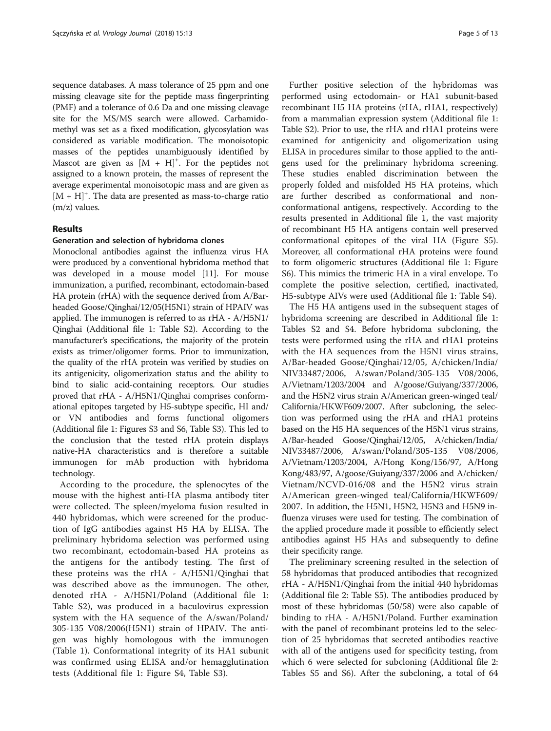sequence databases. A mass tolerance of 25 ppm and one missing cleavage site for the peptide mass fingerprinting (PMF) and a tolerance of 0.6 Da and one missing cleavage site for the MS/MS search were allowed. Carbamidomethyl was set as a fixed modification, glycosylation was considered as variable modification. The monoisotopic masses of the peptides unambiguously identified by Mascot are given as $[M + H]^+$. For the peptides not assigned to a known protein, the masses of represent the average experimental monoisotopic mass and are given as $[M + H]^+$. The data are presented as mass-to-charge ratio (m/z) values.

## Results

### Generation and selection of hybridoma clones

Monoclonal antibodies against the influenza virus HA were produced by a conventional hybridoma method that was developed in a mouse model [11]. For mouse immunization, a purified, recombinant, ectodomain-based HA protein (rHA) with the sequence derived from A/Bar-headed Goose/Qinghai/12/05(H5N1) strain of HPAIV was applied. The immunogen is referred to as rHA - A/H5N1/Qinghai (Additional file 1: Table S2). According to the manufacturer's specifications, the majority of the protein exists as trimer/oligomer forms. Prior to immunization, the quality of the rHA protein was verified by studies on its antigenicity, oligomerization status and the ability to bind to sialic acid-containing receptors. Our studies proved that rHA - A/H5N1/Qinghai comprises conformational epitopes targeted by H5-subtype specific, HI and/or VN antibodies and forms functional oligomers (Additional file 1: Figures S3 and S6, Table S3). This led to the conclusion that the tested rHA protein displays native-HA characteristics and is therefore a suitable immunogen for mAb production with hybridoma technology.

According to the procedure, the splenocytes of the mouse with the highest anti-HA plasma antibody titer were collected. The spleen/myeloma fusion resulted in 440 hybridomas, which were screened for the production of IgG antibodies against H5 HA by ELISA. The preliminary hybridoma selection was performed using two recombinant, ectodomain-based HA proteins as the antigens for the antibody testing. The first of these proteins was the rHA - A/H5N1/Qinghai that was described above as the immunogen. The other, denoted rHA - A/H5N1/Poland (Additional file 1: Table S2), was produced in a baculovirus expression system with the HA sequence of the A/swan/Poland/305-135 V08/2006(H5N1) strain of HPAIV. The antigen was highly homologous with the immunogen (Table 1). Conformational integrity of its HA1 subunit was confirmed using ELISA and/or hemagglutination tests (Additional file 1: Figure S4, Table S3).

Further positive selection of the hybridomas was performed using ectodomain- or HA1 subunit-based recombinant H5 HA proteins (rHA, rHA1, respectively) from a mammalian expression system (Additional file 1: Table S2). Prior to use, the rHA and rHA1 proteins were examined for antigenicity and oligomerization using ELISA in procedures similar to those applied to the antigens used for the preliminary hybridoma screening. These studies enabled discrimination between the properly folded and misfolded H5 HA proteins, which are further described as conformational and non-conformational antigens, respectively. According to the results presented in Additional file 1, the vast majority of recombinant H5 HA antigens contain well preserved conformational epitopes of the viral HA (Figure S5). Moreover, all conformational rHA proteins were found to form oligomeric structures (Additional file 1: Figure S6). This mimics the trimeric HA in a viral envelope. To complete the positive selection, certified, inactivated, H5-subtype AIVs were used (Additional file 1: Table S4).

The H5 HA antigens used in the subsequent stages of hybridoma screening are described in Additional file 1: Tables S2 and S4. Before hybridoma subcloning, the tests were performed using the rHA and rHA1 proteins with the HA sequences from the H5N1 virus strains, A/Bar-headed Goose/Qinghai/12/05, A/chicken/India/NIV33487/2006, A/swan/Poland/305-135 V08/2006, A/Vietnam/1203/2004 and A/goose/Guiyang/337/2006, and the H5N2 virus strain A/American green-winged teal/California/HKWF609/2007. After subcloning, the selection was performed using the rHA and rHA1 proteins based on the H5 HA sequences of the H5N1 virus strains, A/Bar-headed Goose/Qinghai/12/05, A/chicken/India/NIV33487/2006, A/swan/Poland/305-135 V08/2006, A/Vietnam/1203/2004, A/Hong Kong/156/97, A/Hong Kong/483/97, A/goose/Guiyang/337/2006 and A/chicken/Vietnam/NCVD-016/08 and the H5N2 virus strain A/American green-winged teal/California/HKWF609/2007. In addition, the H5N1, H5N2, H5N3 and H5N9 influenza viruses were used for testing. The combination of the applied procedure made it possible to efficiently select antibodies against H5 HAs and subsequently to define their specificity range.

The preliminary screening resulted in the selection of 58 hybridomas that produced antibodies that recognized rHA - A/H5N1/Qinghai from the initial 440 hybridomas (Additional file 2: Table S5). The antibodies produced by most of these hybridomas (50/58) were also capable of binding to rHA - A/H5N1/Poland. Further examination with the panel of recombinant proteins led to the selection of 25 hybridomas that secreted antibodies reactive with all of the antigens used for specificity testing, from which 6 were selected for subcloning (Additional file 2: Tables S5 and S6). After the subcloning, a total of 64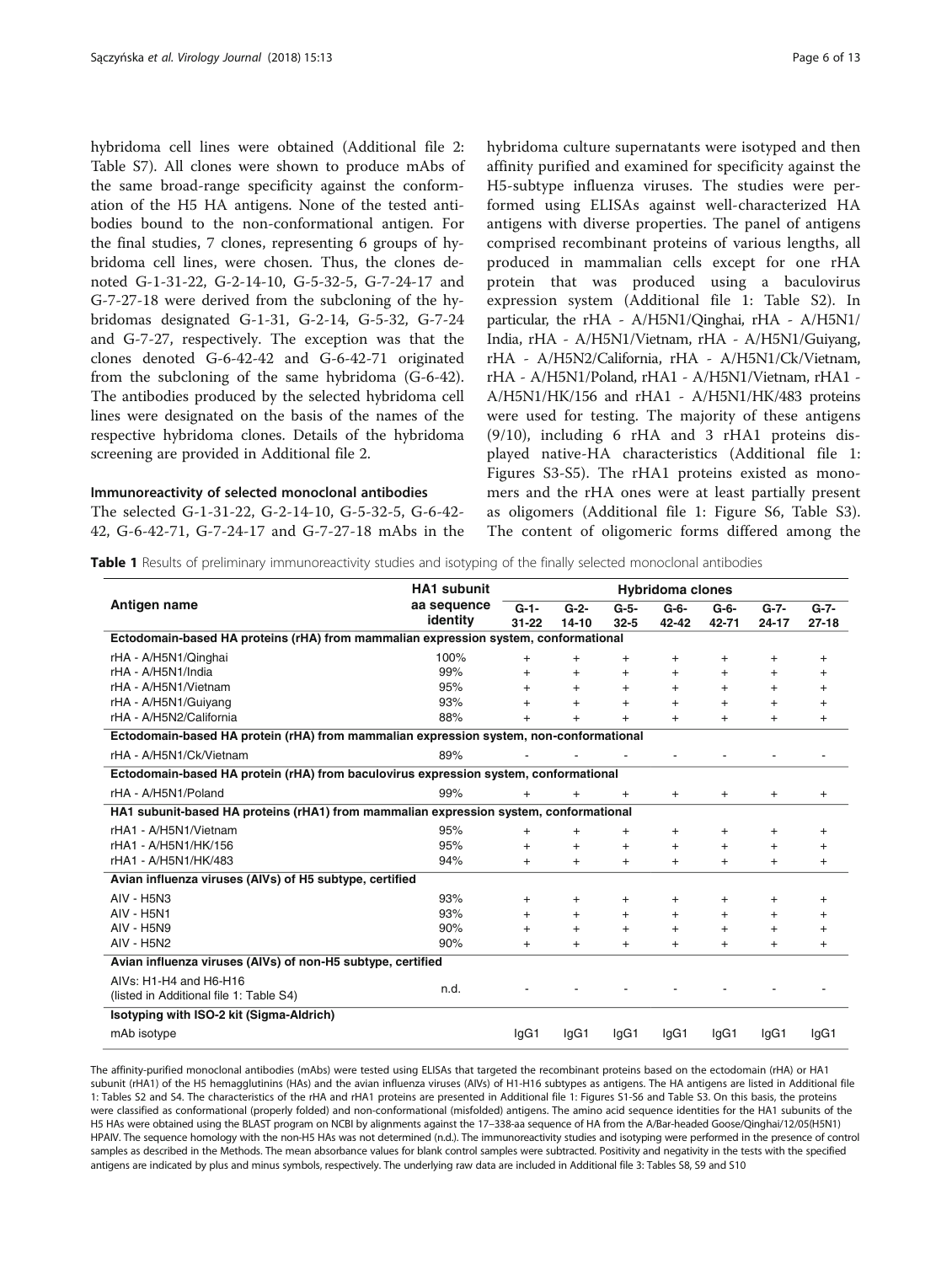hybridoma cell lines were obtained (Additional file 2: Table S7). All clones were shown to produce mAbs of the same broad-range specificity against the conformation of the H5 HA antigens. None of the tested antibodies bound to the non-conformational antigen. For the final studies, 7 clones, representing 6 groups of hybridoma cell lines, were chosen. Thus, the clones denoted G-1-31-22, G-2-14-10, G-5-32-5, G-7-24-17 and G-7-27-18 were derived from the subcloning of the hybridomas designated G-1-31, G-2-14, G-5-32, G-7-24 and G-7-27, respectively. The exception was that the clones denoted G-6-42-42 and G-6-42-71 originated from the subcloning of the same hybridoma (G-6-42). The antibodies produced by the selected hybridoma cell lines were designated on the basis of the names of the respective hybridoma clones. Details of the hybridoma screening are provided in Additional file 2.

### Immunoreactivity of selected monoclonal antibodies

The selected G-1-31-22, G-2-14-10, G-5-32-5, G-6-42-42, G-6-42-71, G-7-24-17 and G-7-27-18 mAbs in the hybridoma culture supernatants were isotyped and then affinity purified and examined for specificity against the H5-subtype influenza viruses. The studies were performed using ELISAs against well-characterized HA antigens with diverse properties. The panel of antigens comprised recombinant proteins of various lengths, all produced in mammalian cells except for one rHA protein that was produced using a baculovirus expression system (Additional file 1: Table S2). In particular, the rHA - A/H5N1/Qinghai, rHA - A/H5N1/India, rHA - A/H5N1/Vietnam, rHA - A/H5N1/Guiyang, rHA - A/H5N2/California, rHA - A/H5N1/Ck/Vietnam, rHA - A/H5N1/Poland, rHA1 - A/H5N1/Vietnam, rHA1 - A/H5N1/HK/156 and rHA1 - A/H5N1/HK/483 proteins were used for testing. The majority of these antigens (9/10), including 6 rHA and 3 rHA1 proteins displayed native-HA characteristics (Additional file 1: Figures S3-S5). The rHA1 proteins existed as monomers and the rHA ones were at least partially present as oligomers (Additional file 1: Figure S6, Table S3). The content of oligomeric forms differed among the

**Table 1** Results of preliminary immunoreactivity studies and isotyping of the finally selected monoclonal antibodies

| Antigen name | HA1 subunit aa sequence identity | Hybridoma clones | | | | | | |
|---|---|---|---|---|---|---|---|---|
| | | G-1-31-22 | G-2-14-10 | G-5-32-5 | G-6-42-42 | G-6-42-71 | G-7-24-17 | G-7-27-18 |
| **Ectodomain-based HA proteins (rHA) from mammalian expression system, conformational** | | | | | | | | |
| rHA - A/H5N1/Qinghai | 100% | + | + | + | + | + | + | + |
| rHA - A/H5N1/India | 99% | + | + | + | + | + | + | + |
| rHA - A/H5N1/Vietnam | 95% | + | + | + | + | + | + | + |
| rHA - A/H5N1/Guiyang | 93% | + | + | + | + | + | + | + |
| rHA - A/H5N2/California | 88% | + | + | + | + | + | + | + |
| **Ectodomain-based HA protein (rHA) from mammalian expression system, non-conformational** | | | | | | | | |
| rHA - A/H5N1/Ck/Vietnam | 89% | - | - | - | - | - | - | - |
| **Ectodomain-based HA protein (rHA) from baculovirus expression system, conformational** | | | | | | | | |
| rHA - A/H5N1/Poland | 99% | + | + | + | + | + | + | + |
| **HA1 subunit-based HA proteins (rHA1) from mammalian expression system, conformational** | | | | | | | | |
| rHA1 - A/H5N1/Vietnam | 95% | + | + | + | + | + | + | + |
| rHA1 - A/H5N1/HK/156 | 95% | + | + | + | + | + | + | + |
| rHA1 - A/H5N1/HK/483 | 94% | + | + | + | + | + | + | + |
| **Avian influenza viruses (AIVs) of H5 subtype, certified** | | | | | | | | |
| AIV - H5N3 | 93% | + | + | + | + | + | + | + |
| AIV - H5N1 | 93% | + | + | + | + | + | + | + |
| AIV - H5N9 | 90% | + | + | + | + | + | + | + |
| AIV - H5N2 | 90% | + | + | + | + | + | + | + |
| **Avian influenza viruses (AIVs) of non-H5 subtype, certified** | | | | | | | | |
| AIVs: H1-H4 and H6-H16 (listed in Additional file 1: Table S4) | n.d. | - | - | - | - | - | - | - |
| **Isotyping with ISO-2 kit (Sigma-Aldrich)** | | | | | | | | |
| mAb isotype | | IgG1 | IgG1 | IgG1 | IgG1 | IgG1 | IgG1 | IgG1 |

The affinity-purified monoclonal antibodies (mAbs) were tested using ELISAs that targeted the recombinant proteins based on the ectodomain (rHA) or HA1 subunit (rHA1) of the H5 hemagglutinins (HAs) and the avian influenza viruses (AIVs) of H1-H16 subtypes as antigens. The HA antigens are listed in Additional file 1: Tables S2 and S4. The characteristics of the rHA and rHA1 proteins are presented in Additional file 1: Figures S1-S6 and Table S3. On this basis, the proteins were classified as conformational (properly folded) and non-conformational (misfolded) antigens. The amino acid sequence identities for the HA1 subunits of the H5 HAs were obtained using the BLAST program on NCBI by alignments against the 17–338-aa sequence of HA from the A/Bar-headed Goose/Qinghai/12/05(H5N1) HPAIV. The sequence homology with the non-H5 HAs was not determined (n.d.). The immunoreactivity studies and isotyping were performed in the presence of control samples as described in the Methods. The mean absorbance values for blank control samples were subtracted. Positivity and negativity in the tests with the specified antigens are indicated by plus and minus symbols, respectively. The underlying raw data are included in Additional file 3: Tables S8, S9 and S10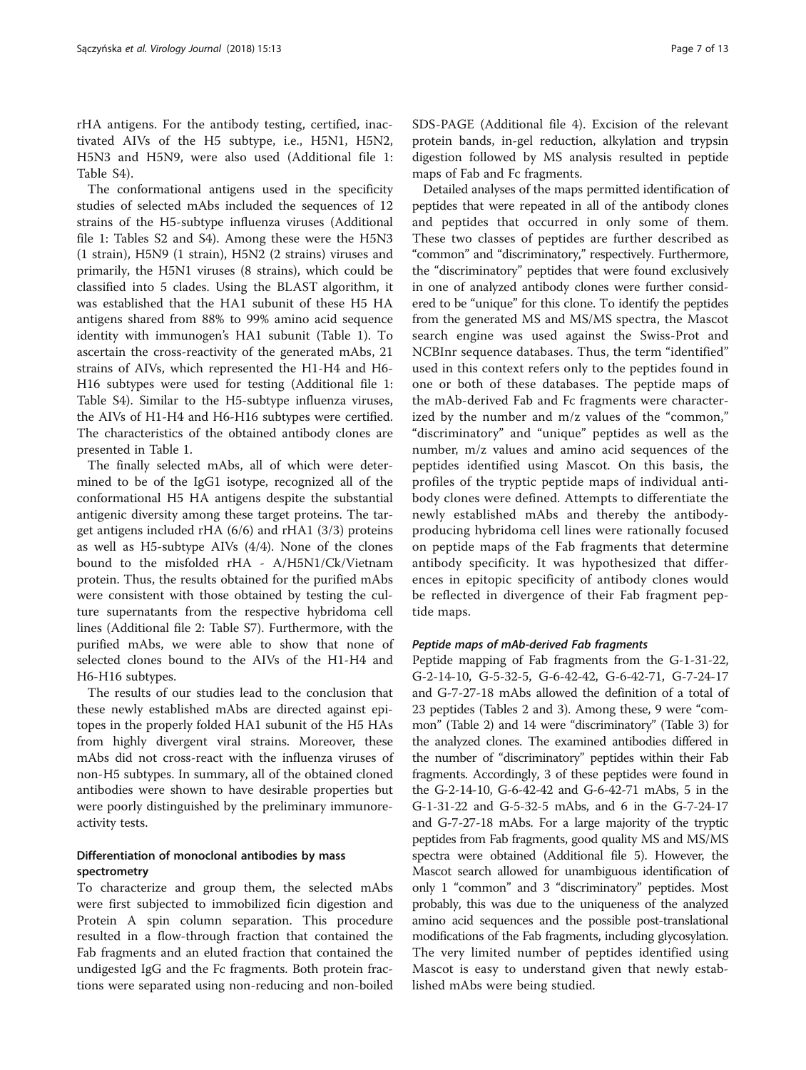rHA antigens. For the antibody testing, certified, inactivated AIVs of the H5 subtype, i.e., H5N1, H5N2, H5N3 and H5N9, were also used (Additional file 1: Table S4).

The conformational antigens used in the specificity studies of selected mAbs included the sequences of 12 strains of the H5-subtype influenza viruses (Additional file 1: Tables S2 and S4). Among these were the H5N3 (1 strain), H5N9 (1 strain), H5N2 (2 strains) viruses and primarily, the H5N1 viruses (8 strains), which could be classified into 5 clades. Using the BLAST algorithm, it was established that the HA1 subunit of these H5 HA antigens shared from 88% to 99% amino acid sequence identity with immunogen's HA1 subunit (Table 1). To ascertain the cross-reactivity of the generated mAbs, 21 strains of AIVs, which represented the H1-H4 and H6-H16 subtypes were used for testing (Additional file 1: Table S4). Similar to the H5-subtype influenza viruses, the AIVs of H1-H4 and H6-H16 subtypes were certified. The characteristics of the obtained antibody clones are presented in Table 1.

The finally selected mAbs, all of which were determined to be of the IgG1 isotype, recognized all of the conformational H5 HA antigens despite the substantial antigenic diversity among these target proteins. The target antigens included rHA (6/6) and rHA1 (3/3) proteins as well as H5-subtype AIVs (4/4). None of the clones bound to the misfolded rHA - A/H5N1/Ck/Vietnam protein. Thus, the results obtained for the purified mAbs were consistent with those obtained by testing the culture supernatants from the respective hybridoma cell lines (Additional file 2: Table S7). Furthermore, with the purified mAbs, we were able to show that none of selected clones bound to the AIVs of the H1-H4 and H6-H16 subtypes.

The results of our studies lead to the conclusion that these newly established mAbs are directed against epitopes in the properly folded HA1 subunit of the H5 HAs from highly divergent viral strains. Moreover, these mAbs did not cross-react with the influenza viruses of non-H5 subtypes. In summary, all of the obtained cloned antibodies were shown to have desirable properties but were poorly distinguished by the preliminary immunoreactivity tests.

## Differentiation of monoclonal antibodies by mass spectrometry

To characterize and group them, the selected mAbs were first subjected to immobilized ficin digestion and Protein A spin column separation. This procedure resulted in a flow-through fraction that contained the Fab fragments and an eluted fraction that contained the undigested IgG and the Fc fragments. Both protein fractions were separated using non-reducing and non-boiled SDS-PAGE (Additional file 4). Excision of the relevant protein bands, in-gel reduction, alkylation and trypsin digestion followed by MS analysis resulted in peptide maps of Fab and Fc fragments.

Detailed analyses of the maps permitted identification of peptides that were repeated in all of the antibody clones and peptides that occurred in only some of them. These two classes of peptides are further described as "common" and "discriminatory," respectively. Furthermore, the "discriminatory" peptides that were found exclusively in one of analyzed antibody clones were further considered to be "unique" for this clone. To identify the peptides from the generated MS and MS/MS spectra, the Mascot search engine was used against the Swiss-Prot and NCBInr sequence databases. Thus, the term "identified" used in this context refers only to the peptides found in one or both of these databases. The peptide maps of the mAb-derived Fab and Fc fragments were characterized by the number and m/z values of the "common," "discriminatory" and "unique" peptides as well as the number, m/z values and amino acid sequences of the peptides identified using Mascot. On this basis, the profiles of the tryptic peptide maps of individual antibody clones were defined. Attempts to differentiate the newly established mAbs and thereby the antibody-producing hybridoma cell lines were rationally focused on peptide maps of the Fab fragments that determine antibody specificity. It was hypothesized that differences in epitopic specificity of antibody clones would be reflected in divergence of their Fab fragment peptide maps.

### *Peptide maps of mAb-derived Fab fragments*

Peptide mapping of Fab fragments from the G-1-31-22, G-2-14-10, G-5-32-5, G-6-42-42, G-6-42-71, G-7-24-17 and G-7-27-18 mAbs allowed the definition of a total of 23 peptides (Tables 2 and 3). Among these, 9 were "common" (Table 2) and 14 were "discriminatory" (Table 3) for the analyzed clones. The examined antibodies differed in the number of "discriminatory" peptides within their Fab fragments. Accordingly, 3 of these peptides were found in the G-2-14-10, G-6-42-42 and G-6-42-71 mAbs, 5 in the G-1-31-22 and G-5-32-5 mAbs, and 6 in the G-7-24-17 and G-7-27-18 mAbs. For a large majority of the tryptic peptides from Fab fragments, good quality MS and MS/MS spectra were obtained (Additional file 5). However, the Mascot search allowed for unambiguous identification of only 1 "common" and 3 "discriminatory" peptides. Most probably, this was due to the uniqueness of the analyzed amino acid sequences and the possible post-translational modifications of the Fab fragments, including glycosylation. The very limited number of peptides identified using Mascot is easy to understand given that newly established mAbs were being studied.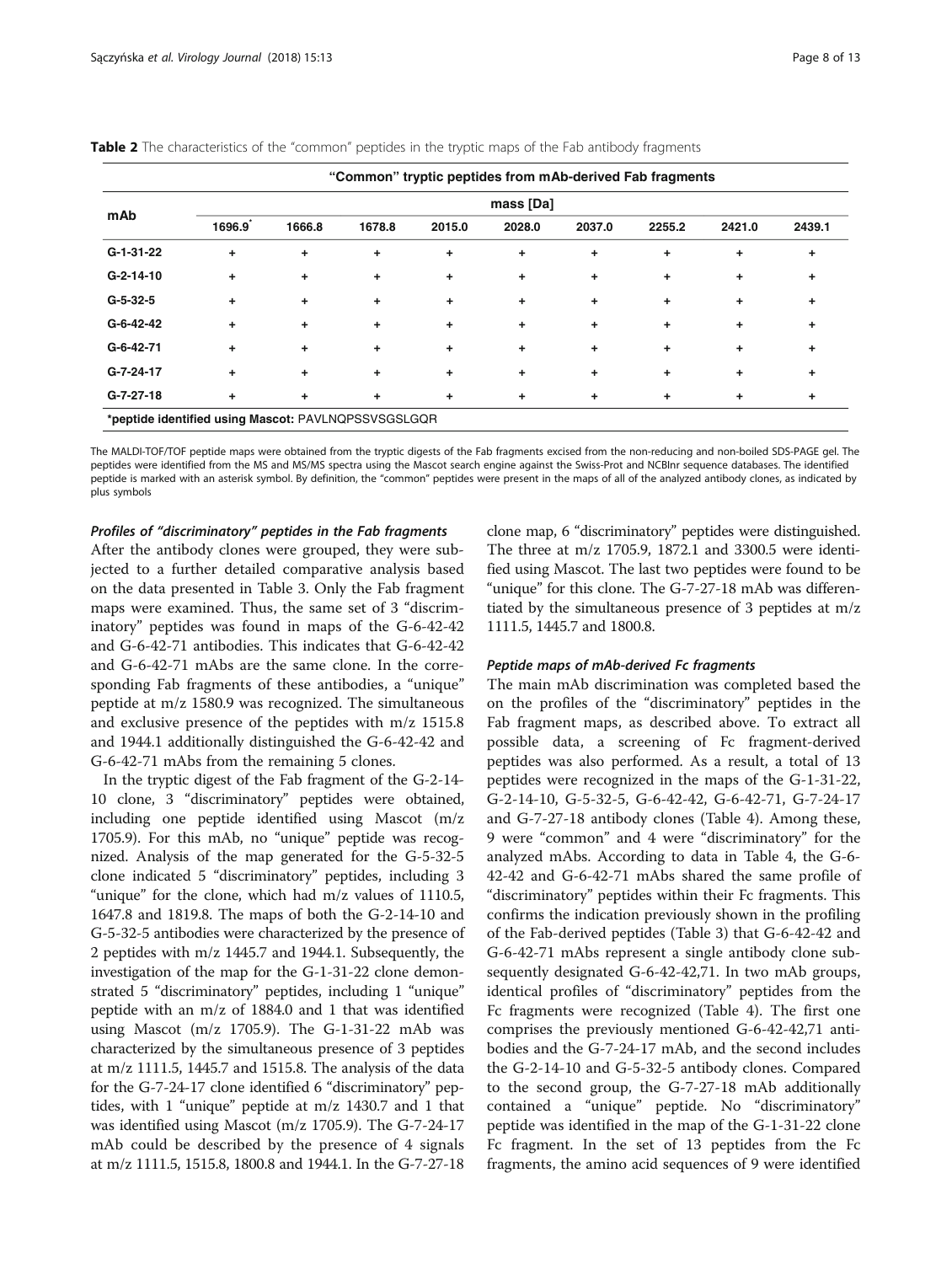**Table 2** The characteristics of the "common" peptides in the tryptic maps of the Fab antibody fragments

| mAb | "Common" tryptic peptides from mAb-derived Fab fragments | | | | | | | | |
|---|---|---|---|---|---|---|---|---|---|
| | mass [Da] | | | | | | | | |
| | 1696.9* | 1666.8 | 1678.8 | 2015.0 | 2028.0 | 2037.0 | 2255.2 | 2421.0 | 2439.1 |
| G-1-31-22 | + | + | + | + | + | + | + | + | + |
| G-2-14-10 | + | + | + | + | + | + | + | + | + |
| G-5-32-5 | + | + | + | + | + | + | + | + | + |
| G-6-42-42 | + | + | + | + | + | + | + | + | + |
| G-6-42-71 | + | + | + | + | + | + | + | + | + |
| G-7-24-17 | + | + | + | + | + | + | + | + | + |
| G-7-27-18 | + | + | + | + | + | + | + | + | + |

*peptide identified using Mascot: PAVLNQPSSVSGSLGQR

The MALDI-TOF/TOF peptide maps were obtained from the tryptic digests of the Fab fragments excised from the non-reducing and non-boiled SDS-PAGE gel. The peptides were identified from the MS and MS/MS spectra using the Mascot search engine against the Swiss-Prot and NCBInr sequence databases. The identified peptide is marked with an asterisk symbol. By definition, the "common" peptides were present in the maps of all of the analyzed antibody clones, as indicated by plus symbols

### *Profiles of "discriminatory" peptides in the Fab fragments*

After the antibody clones were grouped, they were subjected to a further detailed comparative analysis based on the data presented in Table 3. Only the Fab fragment maps were examined. Thus, the same set of 3 "discriminatory" peptides was found in maps of the G-6-42-42 and G-6-42-71 antibodies. This indicates that G-6-42-42 and G-6-42-71 mAbs are the same clone. In the corresponding Fab fragments of these antibodies, a "unique" peptide at m/z 1580.9 was recognized. The simultaneous and exclusive presence of the peptides with m/z 1515.8 and 1944.1 additionally distinguished the G-6-42-42 and G-6-42-71 mAbs from the remaining 5 clones.

In the tryptic digest of the Fab fragment of the G-2-14-10 clone, 3 "discriminatory" peptides were obtained, including one peptide identified using Mascot (m/z 1705.9). For this mAb, no "unique" peptide was recognized. Analysis of the map generated for the G-5-32-5 clone indicated 5 "discriminatory" peptides, including 3 "unique" for the clone, which had m/z values of 1110.5, 1647.8 and 1819.8. The maps of both the G-2-14-10 and G-5-32-5 antibodies were characterized by the presence of 2 peptides with m/z 1445.7 and 1944.1. Subsequently, the investigation of the map for the G-1-31-22 clone demonstrated 5 "discriminatory" peptides, including 1 "unique" peptide with an m/z of 1884.0 and 1 that was identified using Mascot (m/z 1705.9). The G-1-31-22 mAb was characterized by the simultaneous presence of 3 peptides at m/z 1111.5, 1445.7 and 1515.8. The analysis of the data for the G-7-24-17 clone identified 6 "discriminatory" peptides, with 1 "unique" peptide at m/z 1430.7 and 1 that was identified using Mascot (m/z 1705.9). The G-7-24-17 mAb could be described by the presence of 4 signals at m/z 1111.5, 1515.8, 1800.8 and 1944.1. In the G-7-27-18 clone map, 6 "discriminatory" peptides were distinguished. The three at m/z 1705.9, 1872.1 and 3300.5 were identified using Mascot. The last two peptides were found to be "unique" for this clone. The G-7-27-18 mAb was differentiated by the simultaneous presence of 3 peptides at m/z 1111.5, 1445.7 and 1800.8.

### *Peptide maps of mAb-derived Fc fragments*

The main mAb discrimination was completed based the on the profiles of the "discriminatory" peptides in the Fab fragment maps, as described above. To extract all possible data, a screening of Fc fragment-derived peptides was also performed. As a result, a total of 13 peptides were recognized in the maps of the G-1-31-22, G-2-14-10, G-5-32-5, G-6-42-42, G-6-42-71, G-7-24-17 and G-7-27-18 antibody clones (Table 4). Among these, 9 were "common" and 4 were "discriminatory" for the analyzed mAbs. According to data in Table 4, the G-6-42-42 and G-6-42-71 mAbs shared the same profile of "discriminatory" peptides within their Fc fragments. This confirms the indication previously shown in the profiling of the Fab-derived peptides (Table 3) that G-6-42-42 and G-6-42-71 mAbs represent a single antibody clone subsequently designated G-6-42-42,71. In two mAb groups, identical profiles of "discriminatory" peptides from the Fc fragments were recognized (Table 4). The first one comprises the previously mentioned G-6-42-42,71 antibodies and the G-7-24-17 mAb, and the second includes the G-2-14-10 and G-5-32-5 antibody clones. Compared to the second group, the G-7-27-18 mAb additionally contained a "unique" peptide. No "discriminatory" peptide was identified in the map of the G-1-31-22 clone Fc fragment. In the set of 13 peptides from the Fc fragments, the amino acid sequences of 9 were identified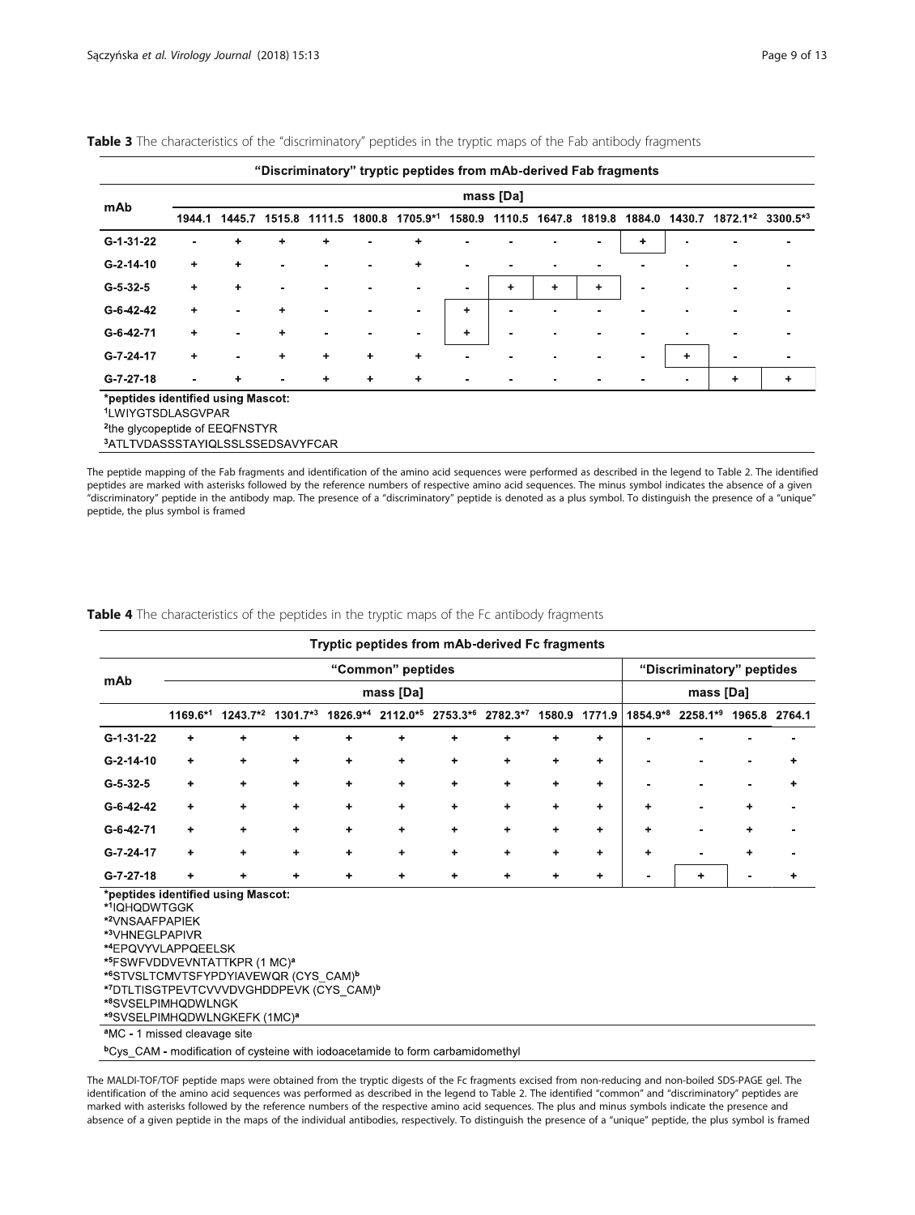**Table 3** The characteristics of the "discriminatory" peptides in the tryptic maps of the Fab antibody fragments

| "Discriminatory" tryptic peptides from mAb-derived Fab fragments | | | | | | | | | | | | | | |
|---|---|---|---|---|---|---|---|---|---|---|---|---|---|---|
| mAb | mass [Da] | | | | | | | | | | | | | |
| | 1944.1 | 1445.7 | 1515.8 | 1111.5 | 1800.8 | 1705.9*1 | 1580.9 | 1110.5 | 1647.8 | 1819.8 | 1884.0 | 1430.7 | 1872.1*2 | 3300.5*3 |
| G-1-31-22 | - | + | + | + | - | + | - | - | - | - | + | - | - | - |
| G-2-14-10 | + | + | - | - | - | + | - | - | - | - | - | - | - | - |
| G-5-32-5 | + | + | - | - | - | - | - | + | + | + | - | - | - | - |
| G-6-42-42 | + | - | + | - | - | - | + | - | - | - | - | - | - | - |
| G-6-42-71 | + | - | + | - | - | - | + | - | - | - | - | - | - | - |
| G-7-24-17 | + | - | + | + | + | + | - | - | - | - | - | + | - | - |
| G-7-27-18 | - | + | - | + | + | + | - | - | - | - | - | - | + | + |

*peptides identified using Mascot:
[1]LWIYGTSDLASGVPAR
[2]the glycopeptide of EEQFNSTYR
[3]ATLTVDASSSTAYIQLSSLSSEDSAVYFCAR

The peptide mapping of the Fab fragments and identification of the amino acid sequences were performed as described in the legend to Table 2. The identified peptides are marked with asterisks followed by the reference numbers of respective amino acid sequences. The minus symbol indicates the absence of a given "discriminatory" peptide in the antibody map. The presence of a "discriminatory" peptide is denoted as a plus symbol. To distinguish the presence of a "unique" peptide, the plus symbol is framed

**Table 4** The characteristics of the peptides in the tryptic maps of the Fc antibody fragments

| Tryptic peptides from mAb-derived Fc fragments | | | | | | | | | | | | | |
|---|---|---|---|---|---|---|---|---|---|---|---|---|---|
| mAb | "Common" peptides | | | | | | | | | "Discriminatory" peptides | | | |
| | mass [Da] | | | | | | | | | mass [Da] | | | |
| | 1169.6*1 | 1243.7*2 | 1301.7*3 | 1826.9*4 | 2112.0*5 | 2753.3*6 | 2782.3*7 | 1580.9 | 1771.9 | 1854.9*8 | 2258.1*9 | 1965.8 | 2764.1 |
| G-1-31-22 | + | + | + | + | + | + | + | + | + | - | - | - | - |
| G-2-14-10 | + | + | + | + | + | + | + | + | + | - | - | - | + |
| G-5-32-5 | + | + | + | + | + | + | + | + | + | - | - | - | + |
| G-6-42-42 | + | + | + | + | + | + | + | + | + | + | - | + | - |
| G-6-42-71 | + | + | + | + | + | + | + | + | + | + | - | + | - |
| G-7-24-17 | + | + | + | + | + | + | + | + | + | + | - | + | - |
| G-7-27-18 | + | + | + | + | + | + | + | + | + | - | + | - | + |

*peptides identified using Mascot:
*[1]IQHQDWTGGK
*[2]VNSAAFPAPIEK
*[3]VHNEGLPAPIVR
*[4]EPQVYVLAPPQEELSK
*[5]FSWFVDDVEVNTATTKPR (1 MC)[a]
*[6]STVSLTCMVTSFYPDYIAVEWQR (CYS_CAM)[b]
*[7]DTLTISGTPEVTCVVVDVGHDDPEVK (CYS_CAM)[b]
*[8]SVSELPIMHQDWLNGK
*[9]SVSELPIMHQDWLNGKEFK (1MC)[a]

[a]MC - 1 missed cleavage site

[b]Cys_CAM - modification of cysteine with iodoacetamide to form carbamidomethyl

The MALDI-TOF/TOF peptide maps were obtained from the tryptic digests of the Fc fragments excised from non-reducing and non-boiled SDS-PAGE gel. The identification of the amino acid sequences was performed as described in the legend to Table 2. The identified "common" and "discriminatory" peptides are marked with asterisks followed by the reference numbers of the respective amino acid sequences. The plus and minus symbols indicate the presence and absence of a given peptide in the maps of the individual antibodies, respectively. To distinguish the presence of a "unique" peptide, the plus symbol is framed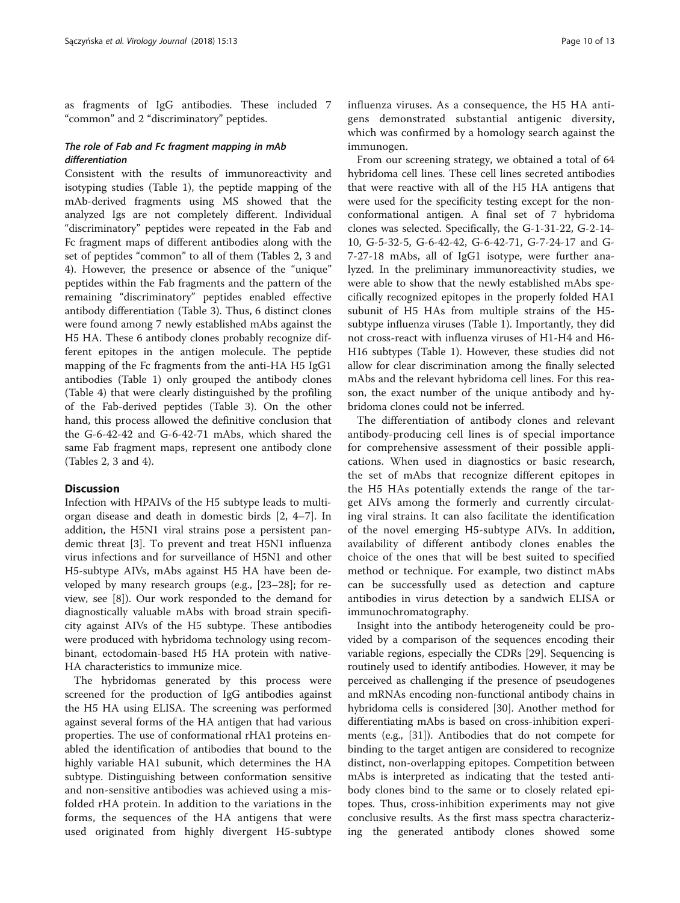as fragments of IgG antibodies. These included 7 "common" and 2 "discriminatory" peptides.

### *The role of Fab and Fc fragment mapping in mAb differentiation*

Consistent with the results of immunoreactivity and isotyping studies (Table 1), the peptide mapping of the mAb-derived fragments using MS showed that the analyzed Igs are not completely different. Individual "discriminatory" peptides were repeated in the Fab and Fc fragment maps of different antibodies along with the set of peptides "common" to all of them (Tables 2, 3 and 4). However, the presence or absence of the "unique" peptides within the Fab fragments and the pattern of the remaining "discriminatory" peptides enabled effective antibody differentiation (Table 3). Thus, 6 distinct clones were found among 7 newly established mAbs against the H5 HA. These 6 antibody clones probably recognize different epitopes in the antigen molecule. The peptide mapping of the Fc fragments from the anti-HA H5 IgG1 antibodies (Table 1) only grouped the antibody clones (Table 4) that were clearly distinguished by the profiling of the Fab-derived peptides (Table 3). On the other hand, this process allowed the definitive conclusion that the G-6-42-42 and G-6-42-71 mAbs, which shared the same Fab fragment maps, represent one antibody clone (Tables 2, 3 and 4).

## Discussion

Infection with HPAIVs of the H5 subtype leads to multi-organ disease and death in domestic birds [2, 4–7]. In addition, the H5N1 viral strains pose a persistent pandemic threat [3]. To prevent and treat H5N1 influenza virus infections and for surveillance of H5N1 and other H5-subtype AIVs, mAbs against H5 HA have been developed by many research groups (e.g., [23–28]; for review, see [8]). Our work responded to the demand for diagnostically valuable mAbs with broad strain specificity against AIVs of the H5 subtype. These antibodies were produced with hybridoma technology using recombinant, ectodomain-based H5 HA protein with native-HA characteristics to immunize mice.

The hybridomas generated by this process were screened for the production of IgG antibodies against the H5 HA using ELISA. The screening was performed against several forms of the HA antigen that had various properties. The use of conformational rHA1 proteins enabled the identification of antibodies that bound to the highly variable HA1 subunit, which determines the HA subtype. Distinguishing between conformation sensitive and non-sensitive antibodies was achieved using a misfolded rHA protein. In addition to the variations in the forms, the sequences of the HA antigens that were used originated from highly divergent H5-subtype influenza viruses. As a consequence, the H5 HA antigens demonstrated substantial antigenic diversity, which was confirmed by a homology search against the immunogen.

From our screening strategy, we obtained a total of 64 hybridoma cell lines. These cell lines secreted antibodies that were reactive with all of the H5 HA antigens that were used for the specificity testing except for the non-conformational antigen. A final set of 7 hybridoma clones was selected. Specifically, the G-1-31-22, G-2-14-10, G-5-32-5, G-6-42-42, G-6-42-71, G-7-24-17 and G-7-27-18 mAbs, all of IgG1 isotype, were further analyzed. In the preliminary immunoreactivity studies, we were able to show that the newly established mAbs specifically recognized epitopes in the properly folded HA1 subunit of H5 HAs from multiple strains of the H5-subtype influenza viruses (Table 1). Importantly, they did not cross-react with influenza viruses of H1-H4 and H6-H16 subtypes (Table 1). However, these studies did not allow for clear discrimination among the finally selected mAbs and the relevant hybridoma cell lines. For this reason, the exact number of the unique antibody and hybridoma clones could not be inferred.

The differentiation of antibody clones and relevant antibody-producing cell lines is of special importance for comprehensive assessment of their possible applications. When used in diagnostics or basic research, the set of mAbs that recognize different epitopes in the H5 HAs potentially extends the range of the target AIVs among the formerly and currently circulating viral strains. It can also facilitate the identification of the novel emerging H5-subtype AIVs. In addition, availability of different antibody clones enables the choice of the ones that will be best suited to specified method or technique. For example, two distinct mAbs can be successfully used as detection and capture antibodies in virus detection by a sandwich ELISA or immunochromatography.

Insight into the antibody heterogeneity could be provided by a comparison of the sequences encoding their variable regions, especially the CDRs [29]. Sequencing is routinely used to identify antibodies. However, it may be perceived as challenging if the presence of pseudogenes and mRNAs encoding non-functional antibody chains in hybridoma cells is considered [30]. Another method for differentiating mAbs is based on cross-inhibition experiments (e.g., [31]). Antibodies that do not compete for binding to the target antigen are considered to recognize distinct, non-overlapping epitopes. Competition between mAbs is interpreted as indicating that the tested antibody clones bind to the same or to closely related epitopes. Thus, cross-inhibition experiments may not give conclusive results. As the first mass spectra characterizing the generated antibody clones showed some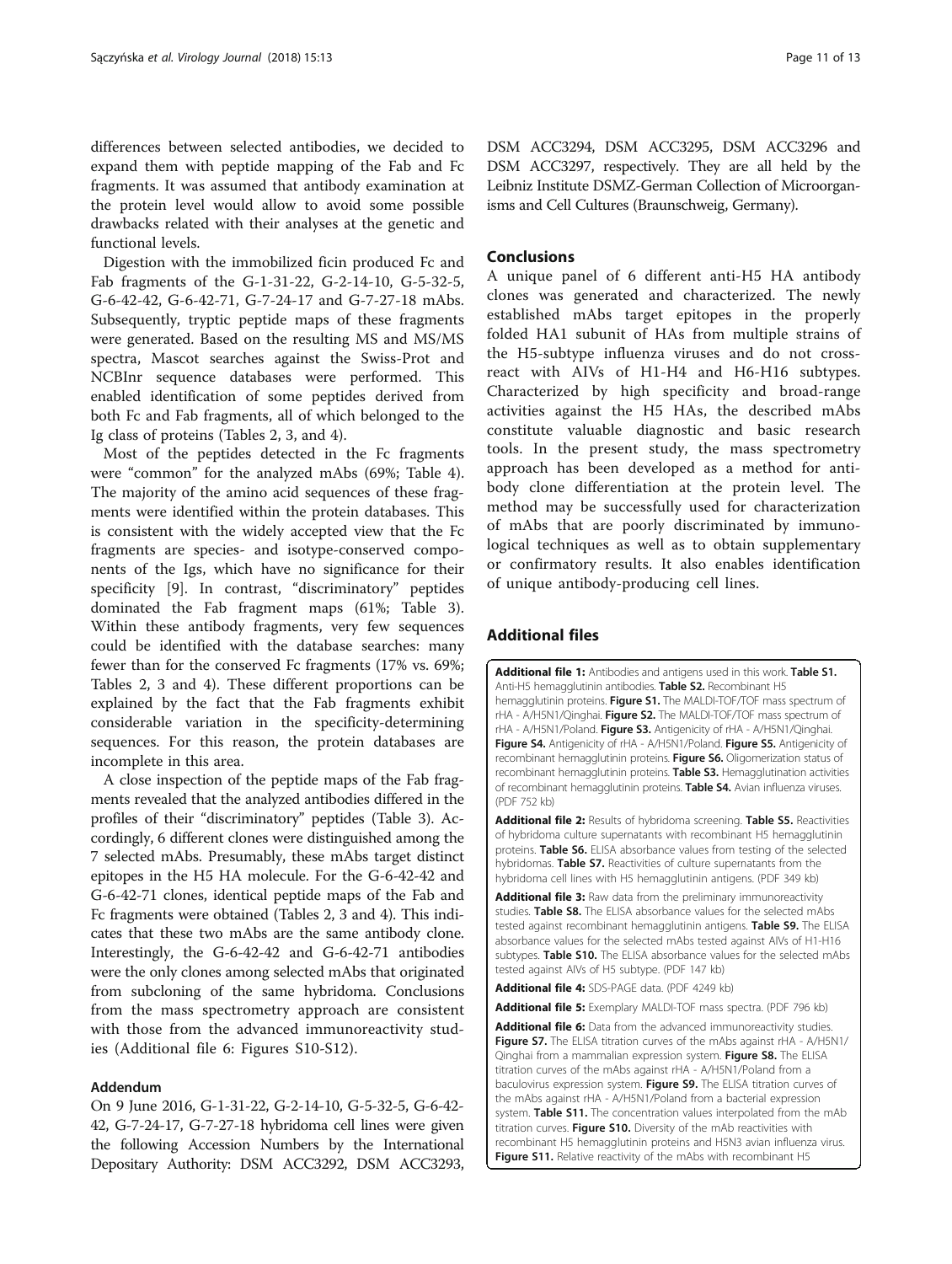differences between selected antibodies, we decided to expand them with peptide mapping of the Fab and Fc fragments. It was assumed that antibody examination at the protein level would allow to avoid some possible drawbacks related with their analyses at the genetic and functional levels.

Digestion with the immobilized ficin produced Fc and Fab fragments of the G-1-31-22, G-2-14-10, G-5-32-5, G-6-42-42, G-6-42-71, G-7-24-17 and G-7-27-18 mAbs. Subsequently, tryptic peptide maps of these fragments were generated. Based on the resulting MS and MS/MS spectra, Mascot searches against the Swiss-Prot and NCBInr sequence databases were performed. This enabled identification of some peptides derived from both Fc and Fab fragments, all of which belonged to the Ig class of proteins (Tables 2, 3, and 4).

Most of the peptides detected in the Fc fragments were "common" for the analyzed mAbs (69%; Table 4). The majority of the amino acid sequences of these fragments were identified within the protein databases. This is consistent with the widely accepted view that the Fc fragments are species- and isotype-conserved components of the Igs, which have no significance for their specificity [9]. In contrast, "discriminatory" peptides dominated the Fab fragment maps (61%; Table 3). Within these antibody fragments, very few sequences could be identified with the database searches: many fewer than for the conserved Fc fragments (17% vs. 69%; Tables 2, 3 and 4). These different proportions can be explained by the fact that the Fab fragments exhibit considerable variation in the specificity-determining sequences. For this reason, the protein databases are incomplete in this area.

A close inspection of the peptide maps of the Fab fragments revealed that the analyzed antibodies differed in the profiles of their "discriminatory" peptides (Table 3). Accordingly, 6 different clones were distinguished among the 7 selected mAbs. Presumably, these mAbs target distinct epitopes in the H5 HA molecule. For the G-6-42-42 and G-6-42-71 clones, identical peptide maps of the Fab and Fc fragments were obtained (Tables 2, 3 and 4). This indicates that these two mAbs are the same antibody clone. Interestingly, the G-6-42-42 and G-6-42-71 antibodies were the only clones among selected mAbs that originated from subcloning of the same hybridoma. Conclusions from the mass spectrometry approach are consistent with those from the advanced immunoreactivity studies (Additional file 6: Figures S10-S12).

## Addendum

On 9 June 2016, G-1-31-22, G-2-14-10, G-5-32-5, G-6-42-42, G-7-24-17, G-7-27-18 hybridoma cell lines were given the following Accession Numbers by the International Depositary Authority: DSM ACC3292, DSM ACC3293, DSM ACC3294, DSM ACC3295, DSM ACC3296 and DSM ACC3297, respectively. They are all held by the Leibniz Institute DSMZ-German Collection of Microorganisms and Cell Cultures (Braunschweig, Germany).

## Conclusions

A unique panel of 6 different anti-H5 HA antibody clones was generated and characterized. The newly established mAbs target epitopes in the properly folded HA1 subunit of HAs from multiple strains of the H5-subtype influenza viruses and do not cross-react with AIVs of H1-H4 and H6-H16 subtypes. Characterized by high specificity and broad-range activities against the H5 HAs, the described mAbs constitute valuable diagnostic and basic research tools. In the present study, the mass spectrometry approach has been developed as a method for antibody clone differentiation at the protein level. The method may be successfully used for characterization of mAbs that are poorly discriminated by immunological techniques as well as to obtain supplementary or confirmatory results. It also enables identification of unique antibody-producing cell lines.

## Additional files

**Additional file 1:** Antibodies and antigens used in this work. **Table S1.** Anti-H5 hemagglutinin antibodies. **Table S2.** Recombinant H5 hemagglutinin proteins. **Figure S1.** The MALDI-TOF/TOF mass spectrum of rHA - A/H5N1/Qinghai. **Figure S2.** The MALDI-TOF/TOF mass spectrum of rHA - A/H5N1/Poland. **Figure S3.** Antigenicity of rHA - A/H5N1/Qinghai. **Figure S4.** Antigenicity of rHA - A/H5N1/Poland. **Figure S5.** Antigenicity of recombinant hemagglutinin proteins. **Figure S6.** Oligomerization status of recombinant hemagglutinin proteins. **Table S3.** Hemagglutination activities of recombinant hemagglutinin proteins. **Table S4.** Avian influenza viruses. (PDF 752 kb)

**Additional file 2:** Results of hybridoma screening. **Table S5.** Reactivities of hybridoma culture supernatants with recombinant H5 hemagglutinin proteins. **Table S6.** ELISA absorbance values from testing of the selected hybridomas. **Table S7.** Reactivities of culture supernatants from the hybridoma cell lines with H5 hemagglutinin antigens. (PDF 349 kb)

**Additional file 3:** Raw data from the preliminary immunoreactivity studies. **Table S8.** The ELISA absorbance values for the selected mAbs tested against recombinant hemagglutinin antigens. **Table S9.** The ELISA absorbance values for the selected mAbs tested against AIVs of H1-H16 subtypes. **Table S10.** The ELISA absorbance values for the selected mAbs tested against AIVs of H5 subtype. (PDF 147 kb)

**Additional file 4:** SDS-PAGE data. (PDF 4249 kb)

**Additional file 5:** Exemplary MALDI-TOF mass spectra. (PDF 796 kb)

**Additional file 6:** Data from the advanced immunoreactivity studies. **Figure S7.** The ELISA titration curves of the mAbs against rHA - A/H5N1/Qinghai from a mammalian expression system. **Figure S8.** The ELISA titration curves of the mAbs against rHA - A/H5N1/Poland from a baculovirus expression system. **Figure S9.** The ELISA titration curves of the mAbs against rHA - A/H5N1/Poland from a bacterial expression system. **Table S11.** The concentration values interpolated from the mAb titration curves. **Figure S10.** Diversity of the mAb reactivities with recombinant H5 hemagglutinin proteins and H5N3 avian influenza virus. **Figure S11.** Relative reactivity of the mAbs with recombinant H5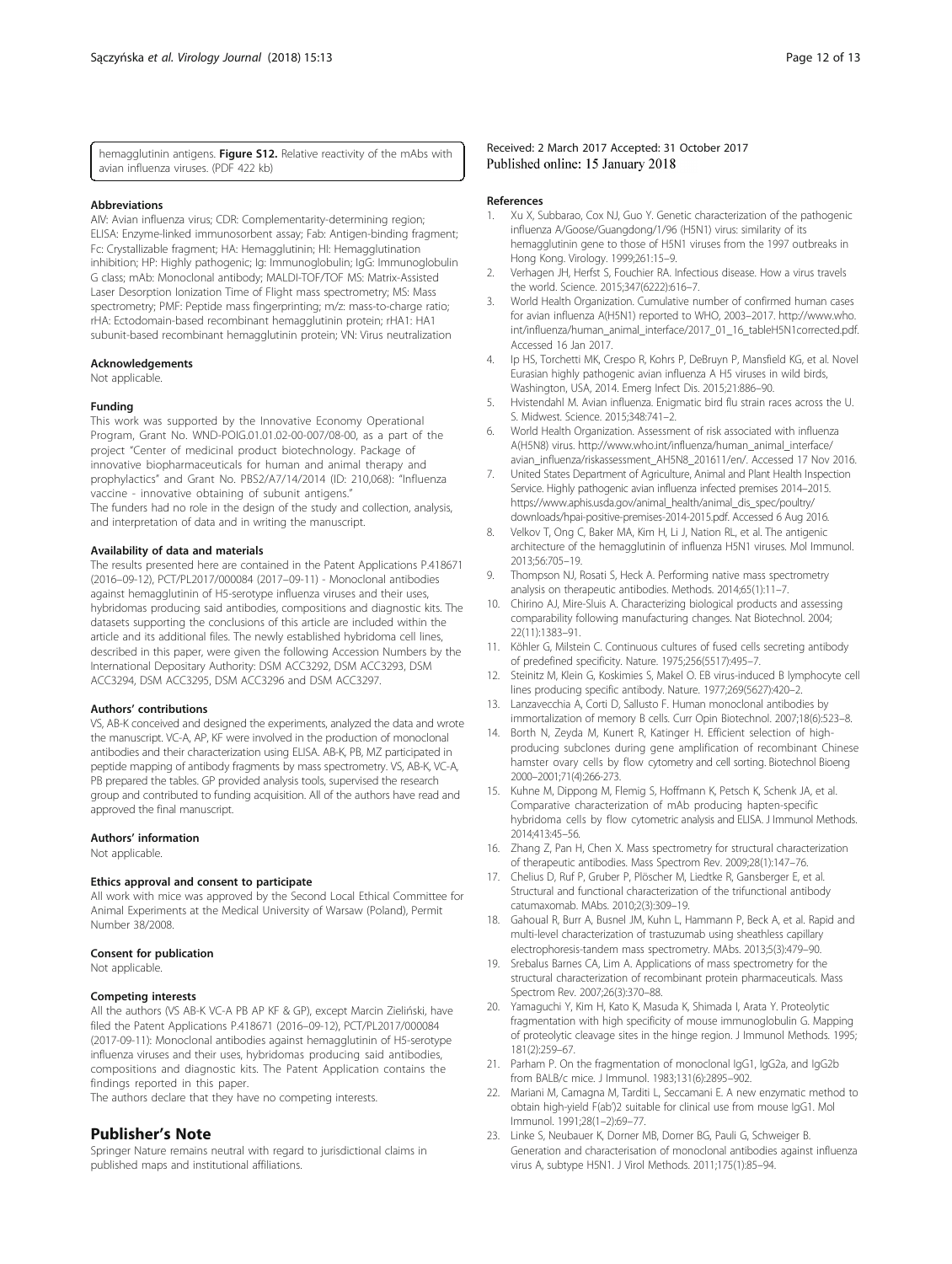hemagglutinin antigens. **Figure S12.** Relative reactivity of the mAbs with avian influenza viruses. (PDF 422 kb)

#### Abbreviations

AIV: Avian influenza virus; CDR: Complementarity-determining region; ELISA: Enzyme-linked immunosorbent assay; Fab: Antigen-binding fragment; Fc: Crystallizable fragment; HA: Hemagglutinin; HI: Hemagglutination inhibition; HP: Highly pathogenic; Ig: Immunoglobulin; IgG: Immunoglobulin G class; mAb: Monoclonal antibody; MALDI-TOF/TOF MS: Matrix-Assisted Laser Desorption Ionization Time of Flight mass spectrometry; MS: Mass spectrometry; PMF: Peptide mass fingerprinting; m/z: mass-to-charge ratio; rHA: Ectodomain-based recombinant hemagglutinin protein; rHA1: HA1 subunit-based recombinant hemagglutinin protein; VN: Virus neutralization

#### Acknowledgements

Not applicable.

#### Funding

This work was supported by the Innovative Economy Operational Program, Grant No. WND-POIG.01.01.02-00-007/08-00, as a part of the project "Center of medicinal product biotechnology. Package of innovative biopharmaceuticals for human and animal therapy and prophylactics" and Grant No. PBS2/A7/14/2014 (ID: 210,068): "Influenza vaccine - innovative obtaining of subunit antigens."
The funders had no role in the design of the study and collection, analysis, and interpretation of data and in writing the manuscript.

#### Availability of data and materials

The results presented here are contained in the Patent Applications P.418671 (2016–09-12), PCT/PL2017/000084 (2017–09-11) - Monoclonal antibodies against hemagglutinin of H5-serotype influenza viruses and their uses, hybridomas producing said antibodies, compositions and diagnostic kits. The datasets supporting the conclusions of this article are included within the article and its additional files. The newly established hybridoma cell lines, described in this paper, were given the following Accession Numbers by the International Depositary Authority: DSM ACC3292, DSM ACC3293, DSM ACC3294, DSM ACC3295, DSM ACC3296 and DSM ACC3297.

#### Authors' contributions

VS, AB-K conceived and designed the experiments, analyzed the data and wrote the manuscript. VC-A, AP, KF were involved in the production of monoclonal antibodies and their characterization using ELISA. AB-K, PB, MZ participated in peptide mapping of antibody fragments by mass spectrometry. VS, AB-K, VC-A, PB prepared the tables. GP provided analysis tools, supervised the research group and contributed to funding acquisition. All of the authors have read and approved the final manuscript.

#### Authors' information

Not applicable.

#### Ethics approval and consent to participate

All work with mice was approved by the Second Local Ethical Committee for Animal Experiments at the Medical University of Warsaw (Poland), Permit Number 38/2008.

#### Consent for publication

Not applicable.

#### Competing interests

All the authors (VS AB-K VC-A PB AP KF & GP), except Marcin Zieliński, have filed the Patent Applications P.418671 (2016–09-12), PCT/PL2017/000084 (2017-09-11): Monoclonal antibodies against hemagglutinin of H5-serotype influenza viruses and their uses, hybridomas producing said antibodies, compositions and diagnostic kits. The Patent Application contains the findings reported in this paper.
The authors declare that they have no competing interests.

## Publisher's Note

Springer Nature remains neutral with regard to jurisdictional claims in published maps and institutional affiliations.

Received: 2 March 2017 Accepted: 31 October 2017
Published online: 15 January 2018

#### References

1. Xu X, Subbarao, Cox NJ, Guo Y. Genetic characterization of the pathogenic influenza A/Goose/Guangdong/1/96 (H5N1) virus: similarity of its hemagglutinin gene to those of H5N1 viruses from the 1997 outbreaks in Hong Kong. Virology. 1999;261:15–9.
2. Verhagen JH, Herfst S, Fouchier RA. Infectious disease. How a virus travels the world. Science. 2015;347(6222):616–7.
3. World Health Organization. Cumulative number of confirmed human cases for avian influenza A(H5N1) reported to WHO, 2003–2017. http://www.who.int/influenza/human_animal_interface/2017_01_16_tableH5N1corrected.pdf. Accessed 16 Jan 2017.
4. Ip HS, Torchetti MK, Crespo R, Kohrs P, DeBruyn P, Mansfield KG, et al. Novel Eurasian highly pathogenic avian influenza A H5 viruses in wild birds, Washington, USA, 2014. Emerg Infect Dis. 2015;21:886–90.
5. Hvistendahl M. Avian influenza. Enigmatic bird flu strain races across the U.S. Midwest. Science. 2015;348:741–2.
6. World Health Organization. Assessment of risk associated with influenza A(H5N8) virus. http://www.who.int/influenza/human_animal_interface/avian_influenza/riskassessment_AH5N8_201611/en/. Accessed 17 Nov 2016.
7. United States Department of Agriculture, Animal and Plant Health Inspection Service. Highly pathogenic avian influenza infected premises 2014–2015. https://www.aphis.usda.gov/animal_health/animal_dis_spec/poultry/downloads/hpai-positive-premises-2014-2015.pdf. Accessed 6 Aug 2016.
8. Velkov T, Ong C, Baker MA, Kim H, Li J, Nation RL, et al. The antigenic architecture of the hemagglutinin of influenza H5N1 viruses. Mol Immunol. 2013;56:705–19.
9. Thompson NJ, Rosati S, Heck A. Performing native mass spectrometry analysis on therapeutic antibodies. Methods. 2014;65(1):11–7.
10. Chirino AJ, Mire-Sluis A. Characterizing biological products and assessing comparability following manufacturing changes. Nat Biotechnol. 2004;22(11):1383–91.
11. Köhler G, Milstein C. Continuous cultures of fused cells secreting antibody of predefined specificity. Nature. 1975;256(5517):495–7.
12. Steinitz M, Klein G, Koskimies S, Makel O. EB virus-induced B lymphocyte cell lines producing specific antibody. Nature. 1977;269(5627):420–2.
13. Lanzavecchia A, Corti D, Sallusto F. Human monoclonal antibodies by immortalization of memory B cells. Curr Opin Biotechnol. 2007;18(6):523–8.
14. Borth N, Zeyda M, Kunert R, Katinger H. Efficient selection of high-producing subclones during gene amplification of recombinant Chinese hamster ovary cells by flow cytometry and cell sorting. Biotechnol Bioeng 2000–2001;71(4):266-273.
15. Kuhne M, Dippong M, Flemig S, Hoffmann K, Petsch K, Schenk JA, et al. Comparative characterization of mAb producing hapten-specific hybridoma cells by flow cytometric analysis and ELISA. J Immunol Methods. 2014;413:45–56.
16. Zhang Z, Pan H, Chen X. Mass spectrometry for structural characterization of therapeutic antibodies. Mass Spectrom Rev. 2009;28(1):147–76.
17. Chelius D, Ruf P, Gruber P, Plöscher M, Liedtke R, Gansberger E, et al. Structural and functional characterization of the trifunctional antibody catumaxomab. MAbs. 2010;2(3):309–19.
18. Gahoual R, Burr A, Busnel JM, Kuhn L, Hammann P, Beck A, et al. Rapid and multi-level characterization of trastuzumab using sheathless capillary electrophoresis-tandem mass spectrometry. MAbs. 2013;5(3):479–90.
19. Srebalus Barnes CA, Lim A. Applications of mass spectrometry for the structural characterization of recombinant protein pharmaceuticals. Mass Spectrom Rev. 2007;26(3):370–88.
20. Yamaguchi Y, Kim H, Kato K, Masuda K, Shimada I, Arata Y. Proteolytic fragmentation with high specificity of mouse immunoglobulin G. Mapping of proteolytic cleavage sites in the hinge region. J Immunol Methods. 1995;181(2):259–67.
21. Parham P. On the fragmentation of monoclonal IgG1, IgG2a, and IgG2b from BALB/c mice. J Immunol. 1983;131(6):2895–902.
22. Mariani M, Camagna M, Tarditi L, Seccamani E. A new enzymatic method to obtain high-yield F(ab')2 suitable for clinical use from mouse IgG1. Mol Immunol. 1991;28(1–2):69–77.
23. Linke S, Neubauer K, Dorner MB, Dorner BG, Pauli G, Schweiger B. Generation and characterisation of monoclonal antibodies against influenza virus A, subtype H5N1. J Virol Methods. 2011;175(1):85–94.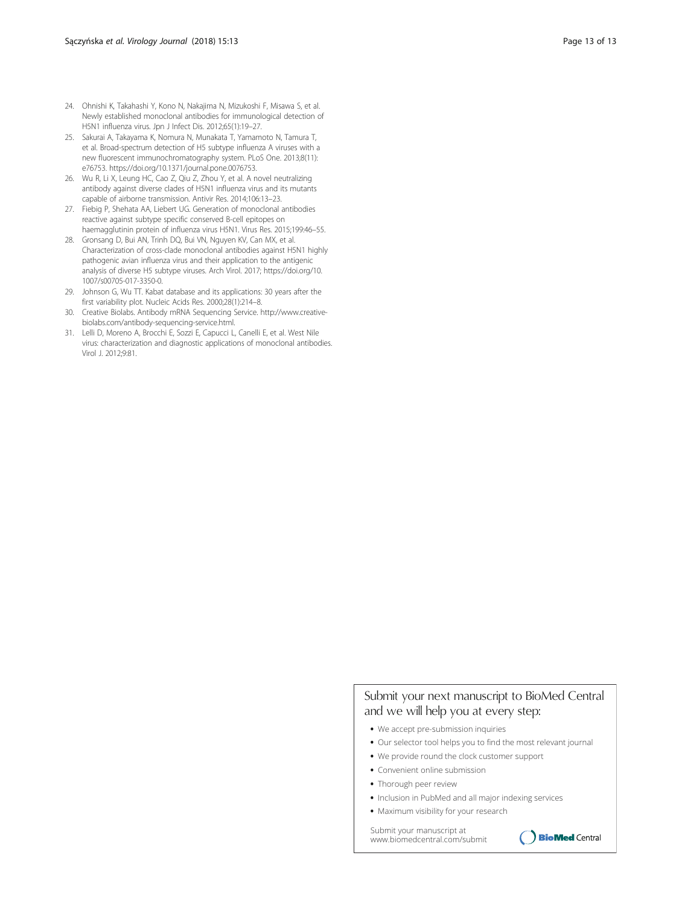24. Ohnishi K, Takahashi Y, Kono N, Nakajima N, Mizukoshi F, Misawa S, et al. Newly established monoclonal antibodies for immunological detection of H5N1 influenza virus. Jpn J Infect Dis. 2012;65(1):19–27.
25. Sakurai A, Takayama K, Nomura N, Munakata T, Yamamoto N, Tamura T, et al. Broad-spectrum detection of H5 subtype influenza A viruses with a new fluorescent immunochromatography system. PLoS One. 2013;8(11): e76753. https://doi.org/10.1371/journal.pone.0076753.
26. Wu R, Li X, Leung HC, Cao Z, Qiu Z, Zhou Y, et al. A novel neutralizing antibody against diverse clades of H5N1 influenza virus and its mutants capable of airborne transmission. Antivir Res. 2014;106:13–23.
27. Fiebig P, Shehata AA, Liebert UG. Generation of monoclonal antibodies reactive against subtype specific conserved B-cell epitopes on haemagglutinin protein of influenza virus H5N1. Virus Res. 2015;199:46–55.
28. Gronsang D, Bui AN, Trinh DQ, Bui VN, Nguyen KV, Can MX, et al. Characterization of cross-clade monoclonal antibodies against H5N1 highly pathogenic avian influenza virus and their application to the antigenic analysis of diverse H5 subtype viruses. Arch Virol. 2017; https://doi.org/10.1007/s00705-017-3350-0.
29. Johnson G, Wu TT. Kabat database and its applications: 30 years after the first variability plot. Nucleic Acids Res. 2000;28(1):214–8.
30. Creative Biolabs. Antibody mRNA Sequencing Service. http://www.creative-biolabs.com/antibody-sequencing-service.html.
31. Lelli D, Moreno A, Brocchi E, Sozzi E, Capucci L, Canelli E, et al. West Nile virus: characterization and diagnostic applications of monoclonal antibodies. Virol J. 2012;9:81.

Submit your next manuscript to BioMed Central and we will help you at every step:

- We accept pre-submission inquiries
- Our selector tool helps you to find the most relevant journal
- We provide round the clock customer support
- Convenient online submission
- Thorough peer review
- Inclusion in PubMed and all major indexing services
- Maximum visibility for your research

Submit your manuscript at www.biomedcentral.com/submit

BioMed Central